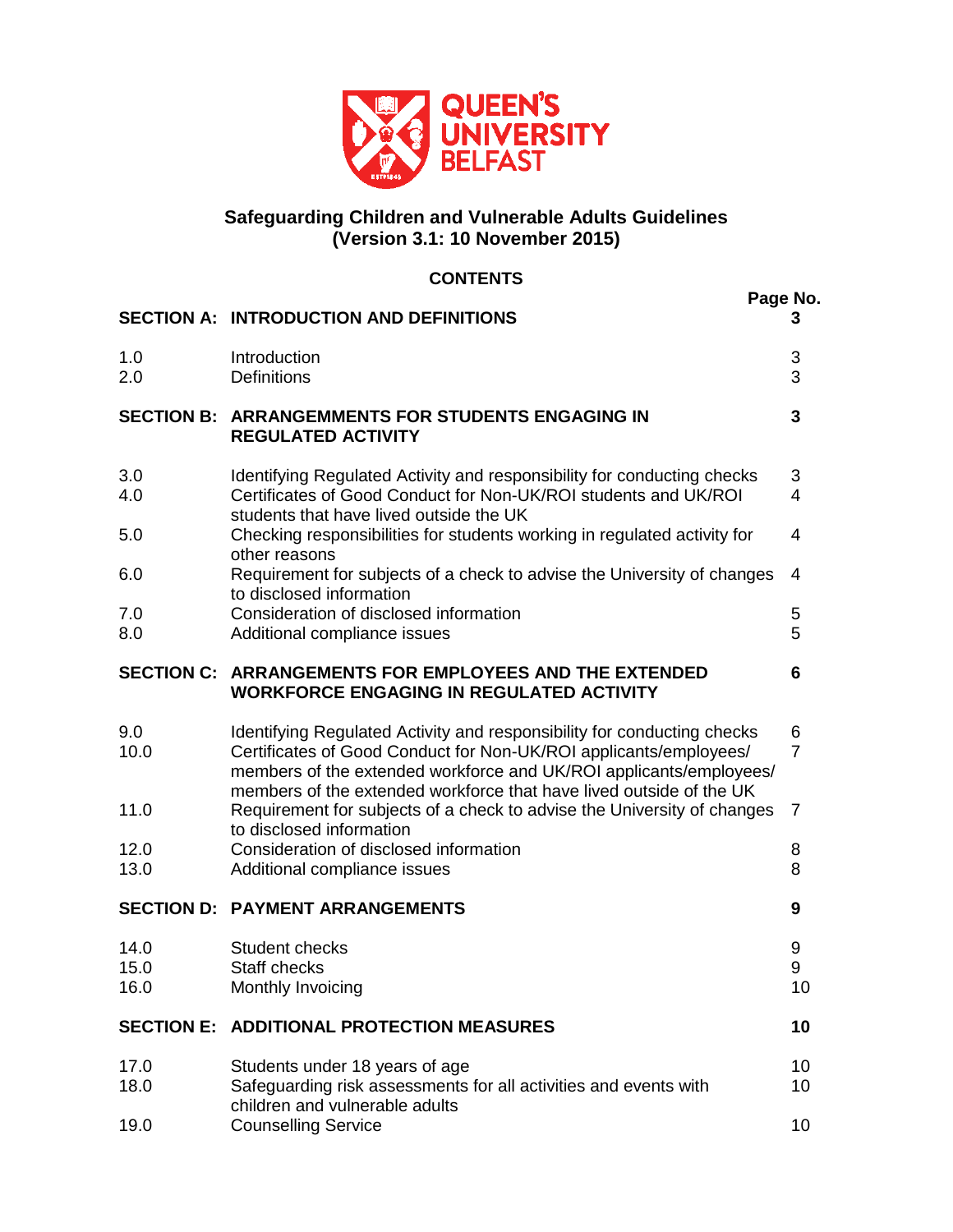# Safeguarding Children and Vulnerable Adults Guidelines
## (Version 3.1: 10 November 2015)

### CONTENTS

| | | Page No. |
|---|---|---|
| **SECTION A:** | **INTRODUCTION AND DEFINITIONS** | **3** |
| 1.0 | Introduction | 3 |
| 2.0 | Definitions | 3 |
| **SECTION B:** | **ARRANGEMMENTS FOR STUDENTS ENGAGING IN REGULATED ACTIVITY** | **3** |
| 3.0 | Identifying Regulated Activity and responsibility for conducting checks | 3 |
| 4.0 | Certificates of Good Conduct for Non-UK/ROI students and UK/ROI students that have lived outside the UK | 4 |
| 5.0 | Checking responsibilities for students working in regulated activity for other reasons | 4 |
| 6.0 | Requirement for subjects of a check to advise the University of changes to disclosed information | 4 |
| 7.0 | Consideration of disclosed information | 5 |
| 8.0 | Additional compliance issues | 5 |
| **SECTION C:** | **ARRANGEMENTS FOR EMPLOYEES AND THE EXTENDED WORKFORCE ENGAGING IN REGULATED ACTIVITY** | **6** |
| 9.0 | Identifying Regulated Activity and responsibility for conducting checks | 6 |
| 10.0 | Certificates of Good Conduct for Non-UK/ROI applicants/employees/ members of the extended workforce and UK/ROI applicants/employees/ members of the extended workforce that have lived outside of the UK | 7 |
| 11.0 | Requirement for subjects of a check to advise the University of changes to disclosed information | 7 |
| 12.0 | Consideration of disclosed information | 8 |
| 13.0 | Additional compliance issues | 8 |
| **SECTION D:** | **PAYMENT ARRANGEMENTS** | **9** |
| 14.0 | Student checks | 9 |
| 15.0 | Staff checks | 9 |
| 16.0 | Monthly Invoicing | 10 |
| **SECTION E:** | **ADDITIONAL PROTECTION MEASURES** | **10** |
| 17.0 | Students under 18 years of age | 10 |
| 18.0 | Safeguarding risk assessments for all activities and events with children and vulnerable adults | 10 |
| 19.0 | Counselling Service | 10 |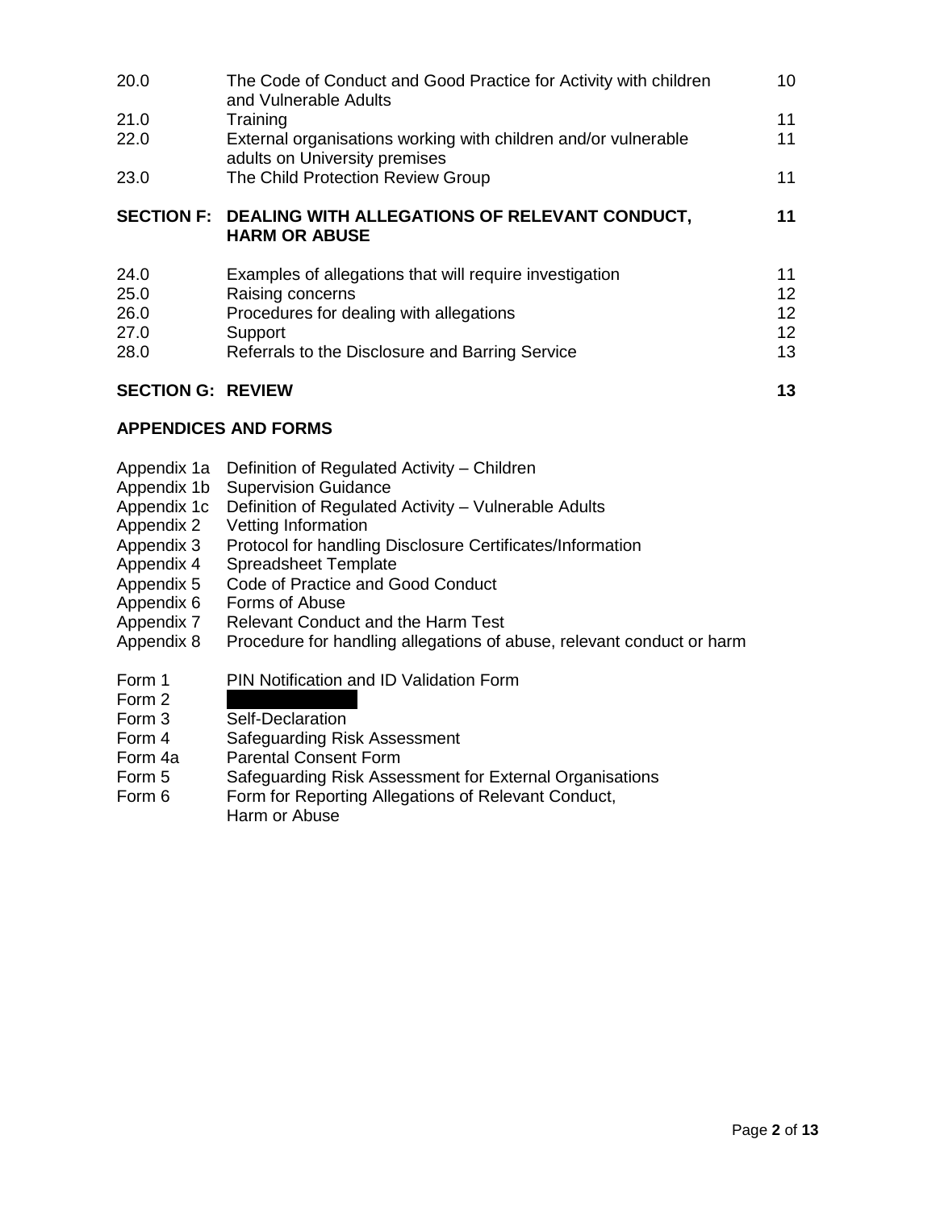| | | |
|---|---|---|
| 20.0 | The Code of Conduct and Good Practice for Activity with children and Vulnerable Adults | 10 |
| 21.0 | Training | 11 |
| 22.0 | External organisations working with children and/or vulnerable adults on University premises | 11 |
| 23.0 | The Child Protection Review Group | 11 |
| **SECTION F:** | **DEALING WITH ALLEGATIONS OF RELEVANT CONDUCT, HARM OR ABUSE** | **11** |
| 24.0 | Examples of allegations that will require investigation | 11 |
| 25.0 | Raising concerns | 12 |
| 26.0 | Procedures for dealing with allegations | 12 |
| 27.0 | Support | 12 |
| 28.0 | Referrals to the Disclosure and Barring Service | 13 |
| **SECTION G:** | **REVIEW** | **13** |

**APPENDICES AND FORMS**

Appendix 1a Definition of Regulated Activity – Children
Appendix 1b Supervision Guidance
Appendix 1c Definition of Regulated Activity – Vulnerable Adults
Appendix 2 Vetting Information
Appendix 3 Protocol for handling Disclosure Certificates/Information
Appendix 4 Spreadsheet Template
Appendix 5 Code of Practice and Good Conduct
Appendix 6 Forms of Abuse
Appendix 7 Relevant Conduct and the Harm Test
Appendix 8 Procedure for handling allegations of abuse, relevant conduct or harm

Form 1 PIN Notification and ID Validation Form
Form 2
Form 3 Self-Declaration
Form 4 Safeguarding Risk Assessment
Form 4a Parental Consent Form
Form 5 Safeguarding Risk Assessment for External Organisations
Form 6 Form for Reporting Allegations of Relevant Conduct, Harm or Abuse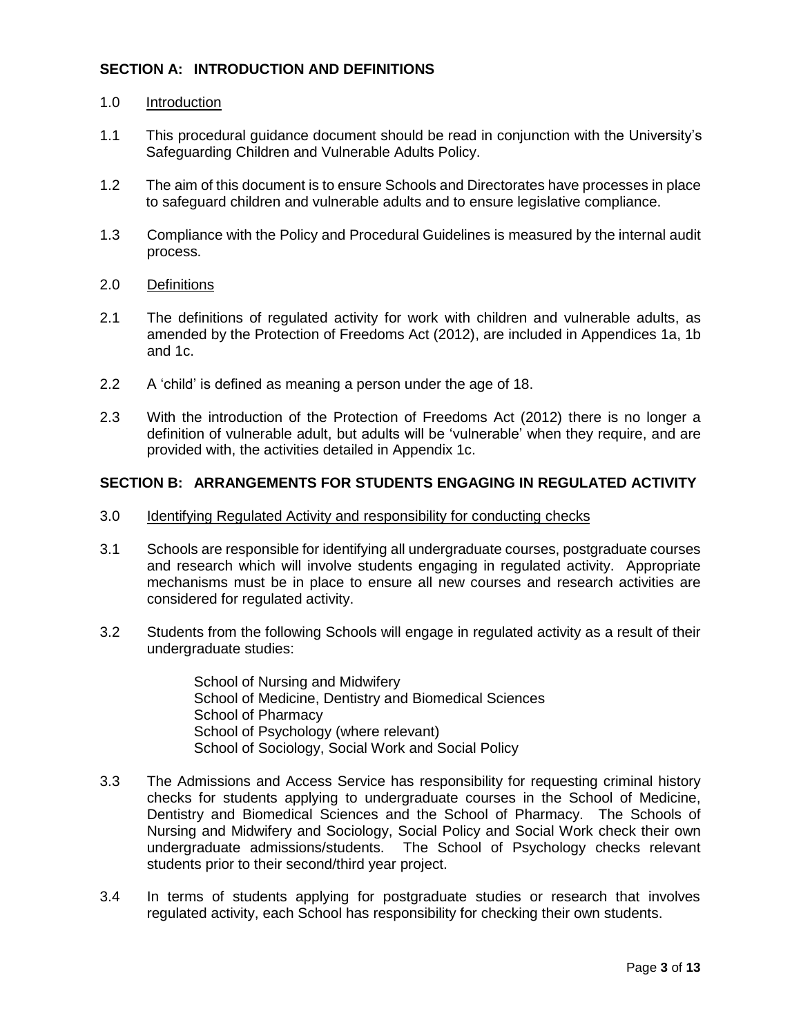## SECTION A: INTRODUCTION AND DEFINITIONS

### 1.0 Introduction

1.1 This procedural guidance document should be read in conjunction with the University's Safeguarding Children and Vulnerable Adults Policy.

1.2 The aim of this document is to ensure Schools and Directorates have processes in place to safeguard children and vulnerable adults and to ensure legislative compliance.

1.3 Compliance with the Policy and Procedural Guidelines is measured by the internal audit process.

### 2.0 Definitions

2.1 The definitions of regulated activity for work with children and vulnerable adults, as amended by the Protection of Freedoms Act (2012), are included in Appendices 1a, 1b and 1c.

2.2 A 'child' is defined as meaning a person under the age of 18.

2.3 With the introduction of the Protection of Freedoms Act (2012) there is no longer a definition of vulnerable adult, but adults will be 'vulnerable' when they require, and are provided with, the activities detailed in Appendix 1c.

## SECTION B: ARRANGEMENTS FOR STUDENTS ENGAGING IN REGULATED ACTIVITY

### 3.0 Identifying Regulated Activity and responsibility for conducting checks

3.1 Schools are responsible for identifying all undergraduate courses, postgraduate courses and research which will involve students engaging in regulated activity. Appropriate mechanisms must be in place to ensure all new courses and research activities are considered for regulated activity.

3.2 Students from the following Schools will engage in regulated activity as a result of their undergraduate studies:

- School of Nursing and Midwifery
- School of Medicine, Dentistry and Biomedical Sciences
- School of Pharmacy
- School of Psychology (where relevant)
- School of Sociology, Social Work and Social Policy

3.3 The Admissions and Access Service has responsibility for requesting criminal history checks for students applying to undergraduate courses in the School of Medicine, Dentistry and Biomedical Sciences and the School of Pharmacy. The Schools of Nursing and Midwifery and Sociology, Social Policy and Social Work check their own undergraduate admissions/students. The School of Psychology checks relevant students prior to their second/third year project.

3.4 In terms of students applying for postgraduate studies or research that involves regulated activity, each School has responsibility for checking their own students.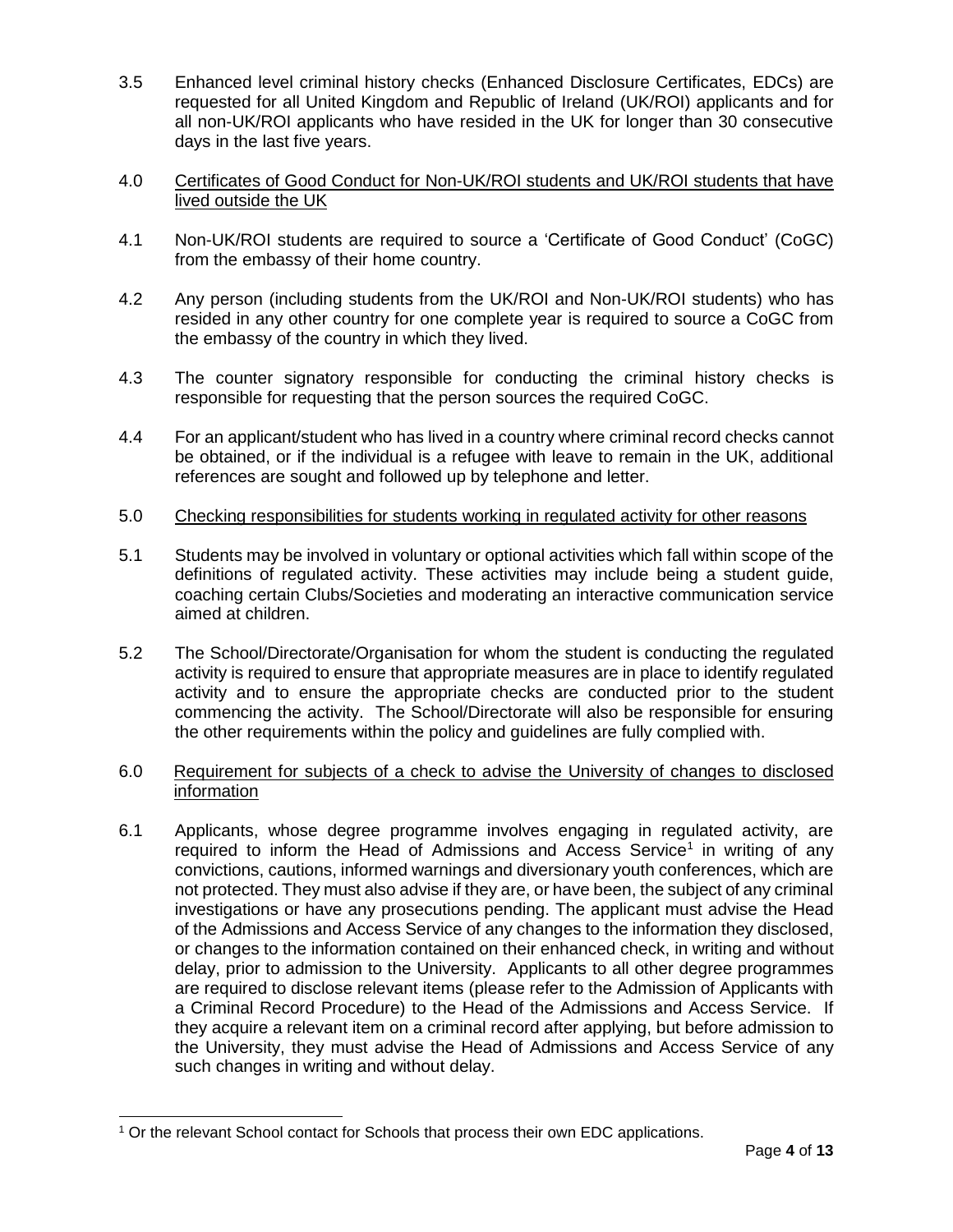3.5 Enhanced level criminal history checks (Enhanced Disclosure Certificates, EDCs) are requested for all United Kingdom and Republic of Ireland (UK/ROI) applicants and for all non-UK/ROI applicants who have resided in the UK for longer than 30 consecutive days in the last five years.

## 4.0 Certificates of Good Conduct for Non-UK/ROI students and UK/ROI students that have lived outside the UK

4.1 Non-UK/ROI students are required to source a 'Certificate of Good Conduct' (CoGC) from the embassy of their home country.

4.2 Any person (including students from the UK/ROI and Non-UK/ROI students) who has resided in any other country for one complete year is required to source a CoGC from the embassy of the country in which they lived.

4.3 The counter signatory responsible for conducting the criminal history checks is responsible for requesting that the person sources the required CoGC.

4.4 For an applicant/student who has lived in a country where criminal record checks cannot be obtained, or if the individual is a refugee with leave to remain in the UK, additional references are sought and followed up by telephone and letter.

## 5.0 Checking responsibilities for students working in regulated activity for other reasons

5.1 Students may be involved in voluntary or optional activities which fall within scope of the definitions of regulated activity. These activities may include being a student guide, coaching certain Clubs/Societies and moderating an interactive communication service aimed at children.

5.2 The School/Directorate/Organisation for whom the student is conducting the regulated activity is required to ensure that appropriate measures are in place to identify regulated activity and to ensure the appropriate checks are conducted prior to the student commencing the activity. The School/Directorate will also be responsible for ensuring the other requirements within the policy and guidelines are fully complied with.

## 6.0 Requirement for subjects of a check to advise the University of changes to disclosed information

6.1 Applicants, whose degree programme involves engaging in regulated activity, are required to inform the Head of Admissions and Access Service[1] in writing of any convictions, cautions, informed warnings and diversionary youth conferences, which are not protected. They must also advise if they are, or have been, the subject of any criminal investigations or have any prosecutions pending. The applicant must advise the Head of the Admissions and Access Service of any changes to the information they disclosed, or changes to the information contained on their enhanced check, in writing and without delay, prior to admission to the University. Applicants to all other degree programmes are required to disclose relevant items (please refer to the Admission of Applicants with a Criminal Record Procedure) to the Head of the Admissions and Access Service. If they acquire a relevant item on a criminal record after applying, but before admission to the University, they must advise the Head of Admissions and Access Service of any such changes in writing and without delay.

---

[1] Or the relevant School contact for Schools that process their own EDC applications.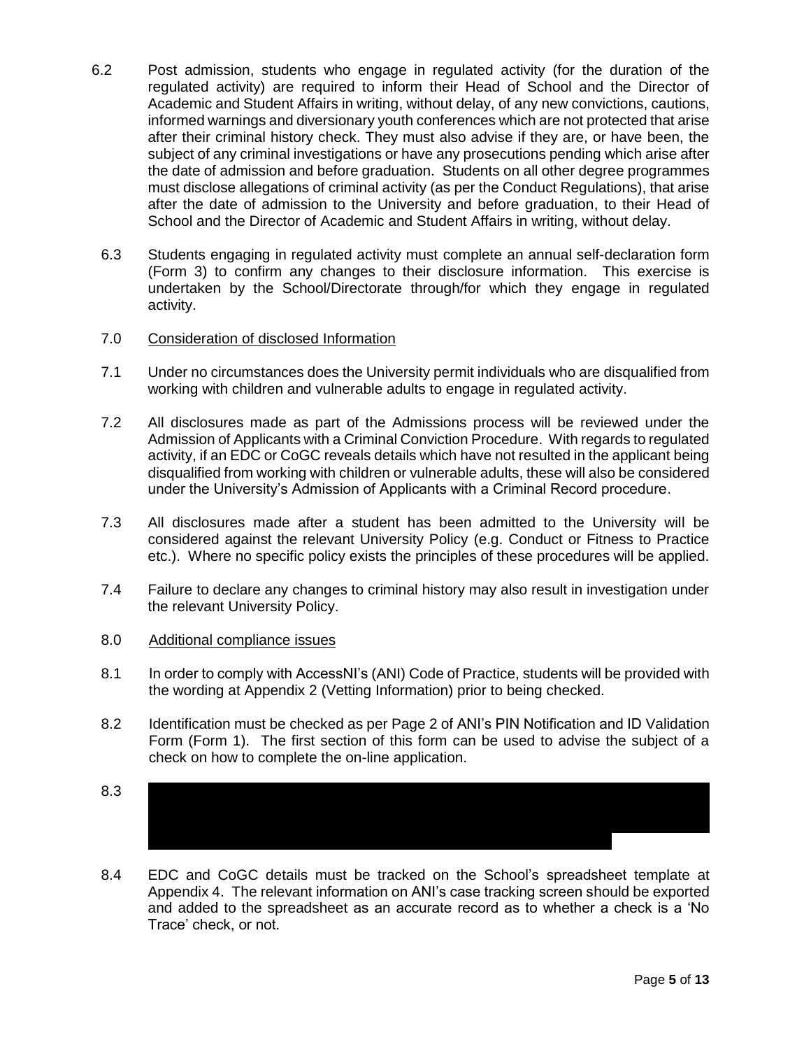6.2 Post admission, students who engage in regulated activity (for the duration of the regulated activity) are required to inform their Head of School and the Director of Academic and Student Affairs in writing, without delay, of any new convictions, cautions, informed warnings and diversionary youth conferences which are not protected that arise after their criminal history check. They must also advise if they are, or have been, the subject of any criminal investigations or have any prosecutions pending which arise after the date of admission and before graduation. Students on all other degree programmes must disclose allegations of criminal activity (as per the Conduct Regulations), that arise after the date of admission to the University and before graduation, to their Head of School and the Director of Academic and Student Affairs in writing, without delay.

6.3 Students engaging in regulated activity must complete an annual self-declaration form (Form 3) to confirm any changes to their disclosure information. This exercise is undertaken by the School/Directorate through/for which they engage in regulated activity.

## 7.0 Consideration of disclosed Information

7.1 Under no circumstances does the University permit individuals who are disqualified from working with children and vulnerable adults to engage in regulated activity.

7.2 All disclosures made as part of the Admissions process will be reviewed under the Admission of Applicants with a Criminal Conviction Procedure. With regards to regulated activity, if an EDC or CoGC reveals details which have not resulted in the applicant being disqualified from working with children or vulnerable adults, these will also be considered under the University's Admission of Applicants with a Criminal Record procedure.

7.3 All disclosures made after a student has been admitted to the University will be considered against the relevant University Policy (e.g. Conduct or Fitness to Practice etc.). Where no specific policy exists the principles of these procedures will be applied.

7.4 Failure to declare any changes to criminal history may also result in investigation under the relevant University Policy.

## 8.0 Additional compliance issues

8.1 In order to comply with AccessNI's (ANI) Code of Practice, students will be provided with the wording at Appendix 2 (Vetting Information) prior to being checked.

8.2 Identification must be checked as per Page 2 of ANI's PIN Notification and ID Validation Form (Form 1). The first section of this form can be used to advise the subject of a check on how to complete the on-line application.

8.3

8.4 EDC and CoGC details must be tracked on the School's spreadsheet template at Appendix 4. The relevant information on ANI's case tracking screen should be exported and added to the spreadsheet as an accurate record as to whether a check is a 'No Trace' check, or not.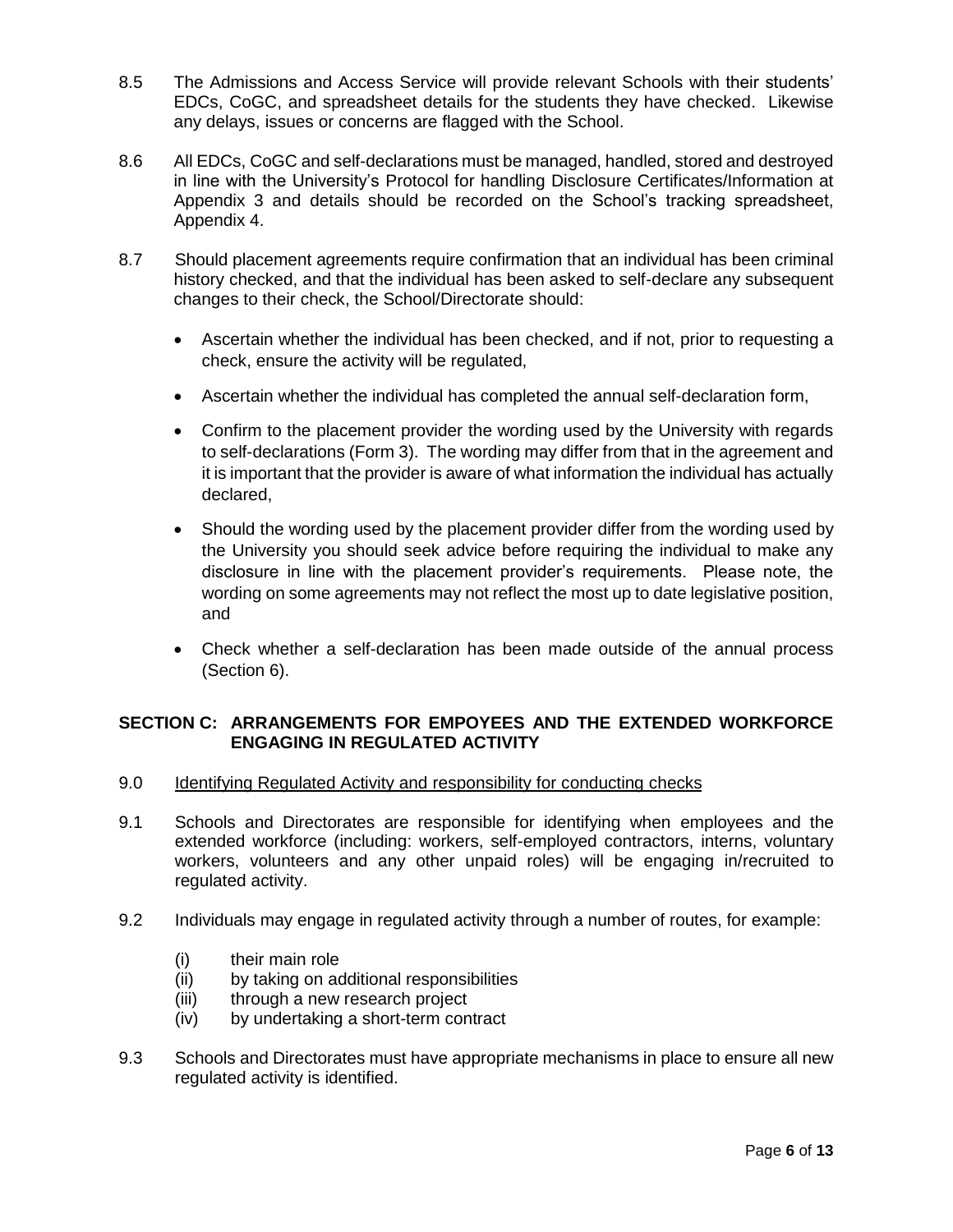8.5 The Admissions and Access Service will provide relevant Schools with their students' EDCs, CoGC, and spreadsheet details for the students they have checked. Likewise any delays, issues or concerns are flagged with the School.

8.6 All EDCs, CoGC and self-declarations must be managed, handled, stored and destroyed in line with the University's Protocol for handling Disclosure Certificates/Information at Appendix 3 and details should be recorded on the School's tracking spreadsheet, Appendix 4.

8.7 Should placement agreements require confirmation that an individual has been criminal history checked, and that the individual has been asked to self-declare any subsequent changes to their check, the School/Directorate should:

- Ascertain whether the individual has been checked, and if not, prior to requesting a check, ensure the activity will be regulated,
- Ascertain whether the individual has completed the annual self-declaration form,
- Confirm to the placement provider the wording used by the University with regards to self-declarations (Form 3). The wording may differ from that in the agreement and it is important that the provider is aware of what information the individual has actually declared,
- Should the wording used by the placement provider differ from the wording used by the University you should seek advice before requiring the individual to make any disclosure in line with the placement provider's requirements. Please note, the wording on some agreements may not reflect the most up to date legislative position, and
- Check whether a self-declaration has been made outside of the annual process (Section 6).

## SECTION C: ARRANGEMENTS FOR EMPOYEES AND THE EXTENDED WORKFORCE ENGAGING IN REGULATED ACTIVITY

9.0 Identifying Regulated Activity and responsibility for conducting checks

9.1 Schools and Directorates are responsible for identifying when employees and the extended workforce (including: workers, self-employed contractors, interns, voluntary workers, volunteers and any other unpaid roles) will be engaging in/recruited to regulated activity.

9.2 Individuals may engage in regulated activity through a number of routes, for example:

(i) their main role
(ii) by taking on additional responsibilities
(iii) through a new research project
(iv) by undertaking a short-term contract

9.3 Schools and Directorates must have appropriate mechanisms in place to ensure all new regulated activity is identified.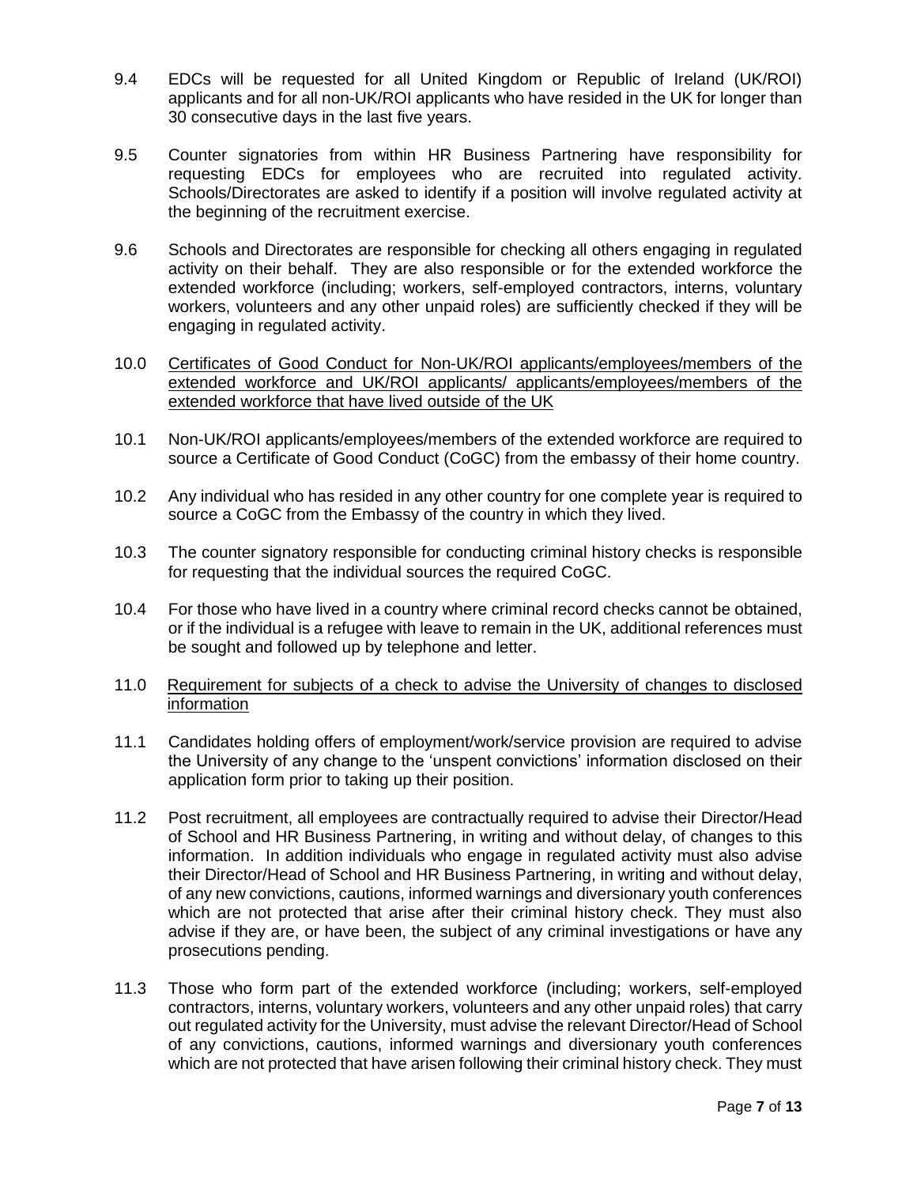9.4 EDCs will be requested for all United Kingdom or Republic of Ireland (UK/ROI) applicants and for all non-UK/ROI applicants who have resided in the UK for longer than 30 consecutive days in the last five years.

9.5 Counter signatories from within HR Business Partnering have responsibility for requesting EDCs for employees who are recruited into regulated activity. Schools/Directorates are asked to identify if a position will involve regulated activity at the beginning of the recruitment exercise.

9.6 Schools and Directorates are responsible for checking all others engaging in regulated activity on their behalf. They are also responsible or for the extended workforce the extended workforce (including; workers, self-employed contractors, interns, voluntary workers, volunteers and any other unpaid roles) are sufficiently checked if they will be engaging in regulated activity.

10.0 <u>Certificates of Good Conduct for Non-UK/ROI applicants/employees/members of the extended workforce and UK/ROI applicants/ applicants/employees/members of the extended workforce that have lived outside of the UK</u>

10.1 Non-UK/ROI applicants/employees/members of the extended workforce are required to source a Certificate of Good Conduct (CoGC) from the embassy of their home country.

10.2 Any individual who has resided in any other country for one complete year is required to source a CoGC from the Embassy of the country in which they lived.

10.3 The counter signatory responsible for conducting criminal history checks is responsible for requesting that the individual sources the required CoGC.

10.4 For those who have lived in a country where criminal record checks cannot be obtained, or if the individual is a refugee with leave to remain in the UK, additional references must be sought and followed up by telephone and letter.

11.0 <u>Requirement for subjects of a check to advise the University of changes to disclosed information</u>

11.1 Candidates holding offers of employment/work/service provision are required to advise the University of any change to the 'unspent convictions' information disclosed on their application form prior to taking up their position.

11.2 Post recruitment, all employees are contractually required to advise their Director/Head of School and HR Business Partnering, in writing and without delay, of changes to this information. In addition individuals who engage in regulated activity must also advise their Director/Head of School and HR Business Partnering, in writing and without delay, of any new convictions, cautions, informed warnings and diversionary youth conferences which are not protected that arise after their criminal history check. They must also advise if they are, or have been, the subject of any criminal investigations or have any prosecutions pending.

11.3 Those who form part of the extended workforce (including; workers, self-employed contractors, interns, voluntary workers, volunteers and any other unpaid roles) that carry out regulated activity for the University, must advise the relevant Director/Head of School of any convictions, cautions, informed warnings and diversionary youth conferences which are not protected that have arisen following their criminal history check. They must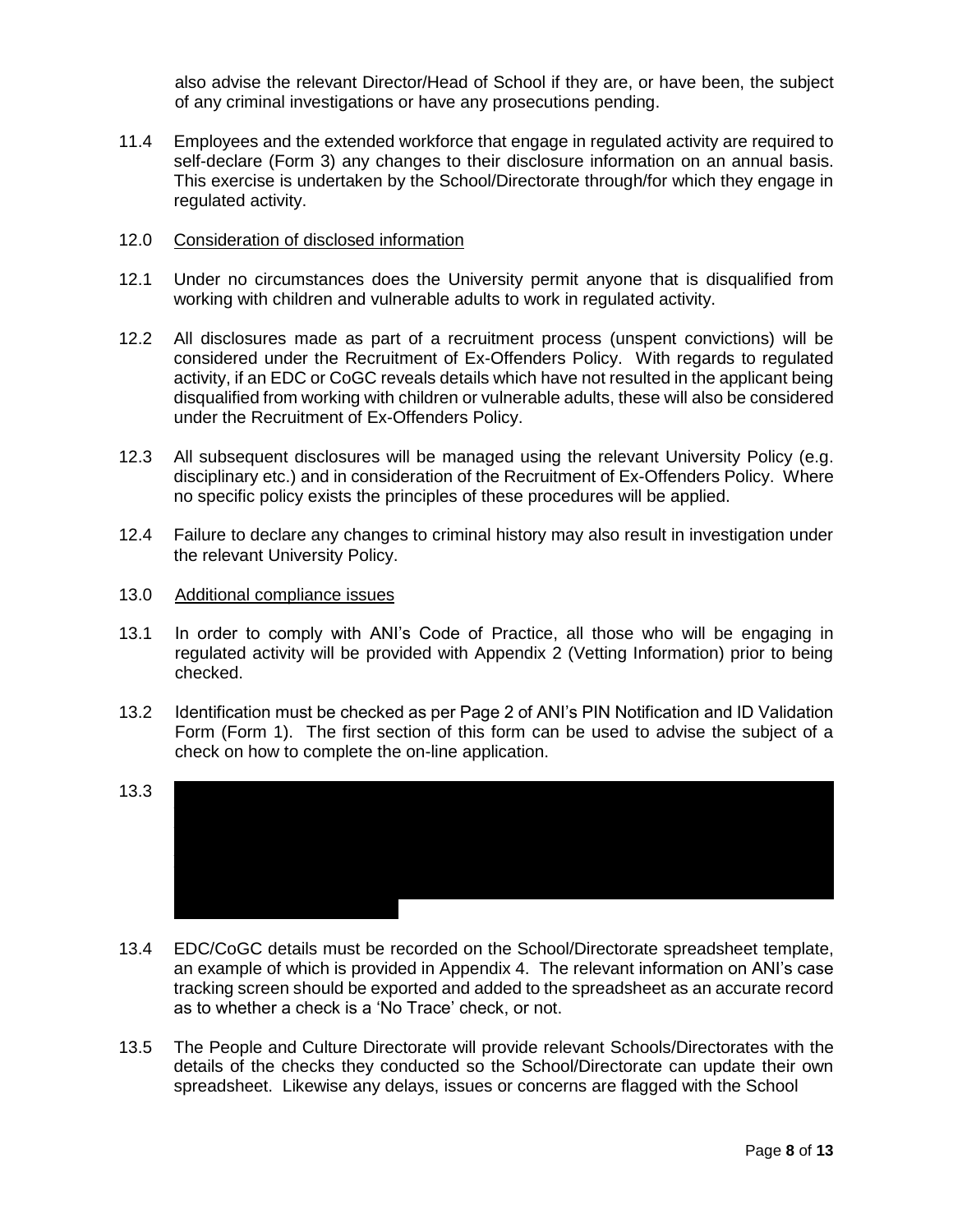also advise the relevant Director/Head of School if they are, or have been, the subject of any criminal investigations or have any prosecutions pending.

11.4 Employees and the extended workforce that engage in regulated activity are required to self-declare (Form 3) any changes to their disclosure information on an annual basis. This exercise is undertaken by the School/Directorate through/for which they engage in regulated activity.

12.0 Consideration of disclosed information

12.1 Under no circumstances does the University permit anyone that is disqualified from working with children and vulnerable adults to work in regulated activity.

12.2 All disclosures made as part of a recruitment process (unspent convictions) will be considered under the Recruitment of Ex-Offenders Policy. With regards to regulated activity, if an EDC or CoGC reveals details which have not resulted in the applicant being disqualified from working with children or vulnerable adults, these will also be considered under the Recruitment of Ex-Offenders Policy.

12.3 All subsequent disclosures will be managed using the relevant University Policy (e.g. disciplinary etc.) and in consideration of the Recruitment of Ex-Offenders Policy. Where no specific policy exists the principles of these procedures will be applied.

12.4 Failure to declare any changes to criminal history may also result in investigation under the relevant University Policy.

13.0 Additional compliance issues

13.1 In order to comply with ANI's Code of Practice, all those who will be engaging in regulated activity will be provided with Appendix 2 (Vetting Information) prior to being checked.

13.2 Identification must be checked as per Page 2 of ANI's PIN Notification and ID Validation Form (Form 1). The first section of this form can be used to advise the subject of a check on how to complete the on-line application.

13.3

13.4 EDC/CoGC details must be recorded on the School/Directorate spreadsheet template, an example of which is provided in Appendix 4. The relevant information on ANI's case tracking screen should be exported and added to the spreadsheet as an accurate record as to whether a check is a 'No Trace' check, or not.

13.5 The People and Culture Directorate will provide relevant Schools/Directorates with the details of the checks they conducted so the School/Directorate can update their own spreadsheet. Likewise any delays, issues or concerns are flagged with the School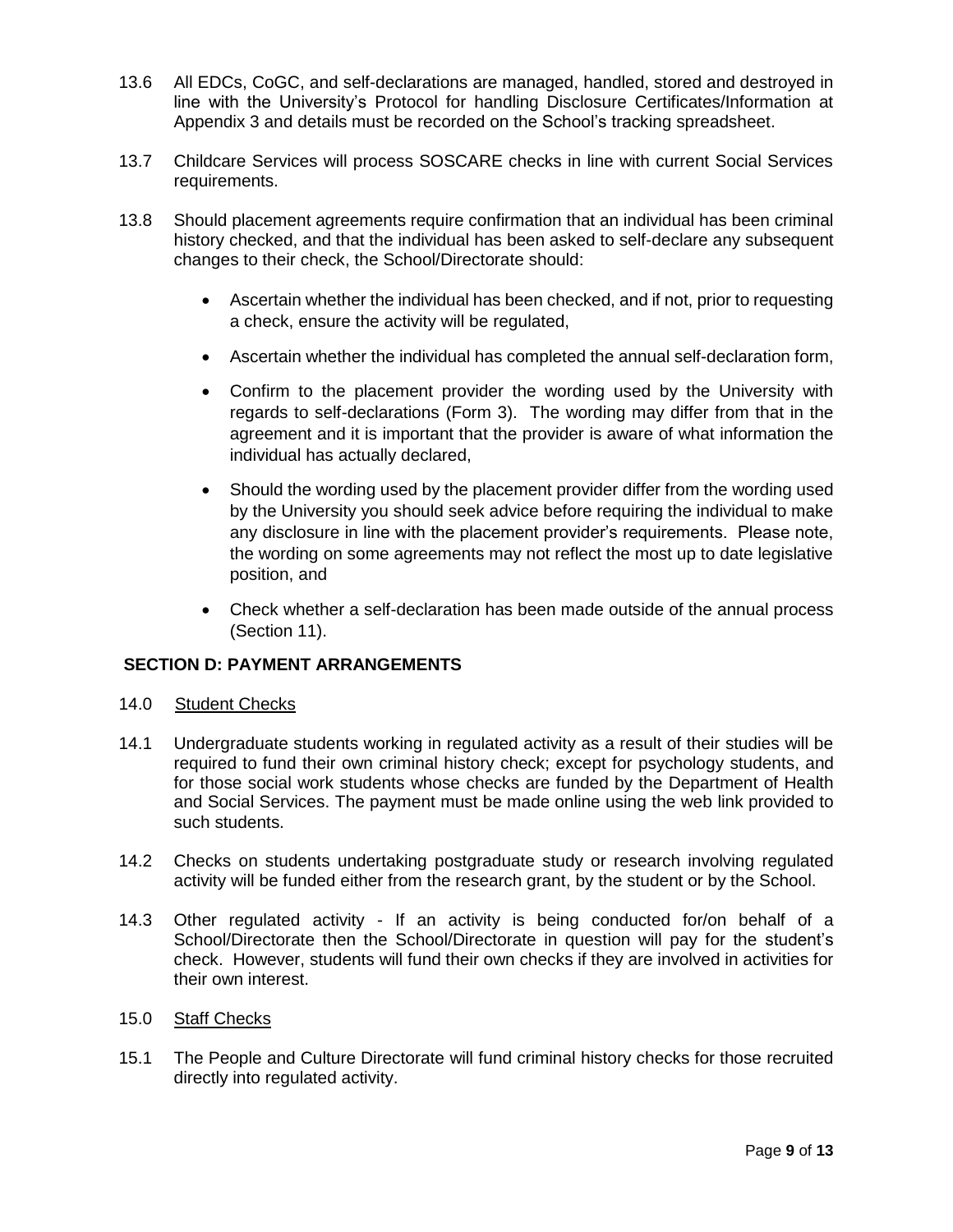13.6 All EDCs, CoGC, and self-declarations are managed, handled, stored and destroyed in line with the University's Protocol for handling Disclosure Certificates/Information at Appendix 3 and details must be recorded on the School's tracking spreadsheet.

13.7 Childcare Services will process SOSCARE checks in line with current Social Services requirements.

13.8 Should placement agreements require confirmation that an individual has been criminal history checked, and that the individual has been asked to self-declare any subsequent changes to their check, the School/Directorate should:

- Ascertain whether the individual has been checked, and if not, prior to requesting a check, ensure the activity will be regulated,
- Ascertain whether the individual has completed the annual self-declaration form,
- Confirm to the placement provider the wording used by the University with regards to self-declarations (Form 3). The wording may differ from that in the agreement and it is important that the provider is aware of what information the individual has actually declared,
- Should the wording used by the placement provider differ from the wording used by the University you should seek advice before requiring the individual to make any disclosure in line with the placement provider's requirements. Please note, the wording on some agreements may not reflect the most up to date legislative position, and
- Check whether a self-declaration has been made outside of the annual process (Section 11).

## SECTION D: PAYMENT ARRANGEMENTS

### 14.0 Student Checks

14.1 Undergraduate students working in regulated activity as a result of their studies will be required to fund their own criminal history check; except for psychology students, and for those social work students whose checks are funded by the Department of Health and Social Services. The payment must be made online using the web link provided to such students.

14.2 Checks on students undertaking postgraduate study or research involving regulated activity will be funded either from the research grant, by the student or by the School.

14.3 Other regulated activity - If an activity is being conducted for/on behalf of a School/Directorate then the School/Directorate in question will pay for the student's check. However, students will fund their own checks if they are involved in activities for their own interest.

### 15.0 Staff Checks

15.1 The People and Culture Directorate will fund criminal history checks for those recruited directly into regulated activity.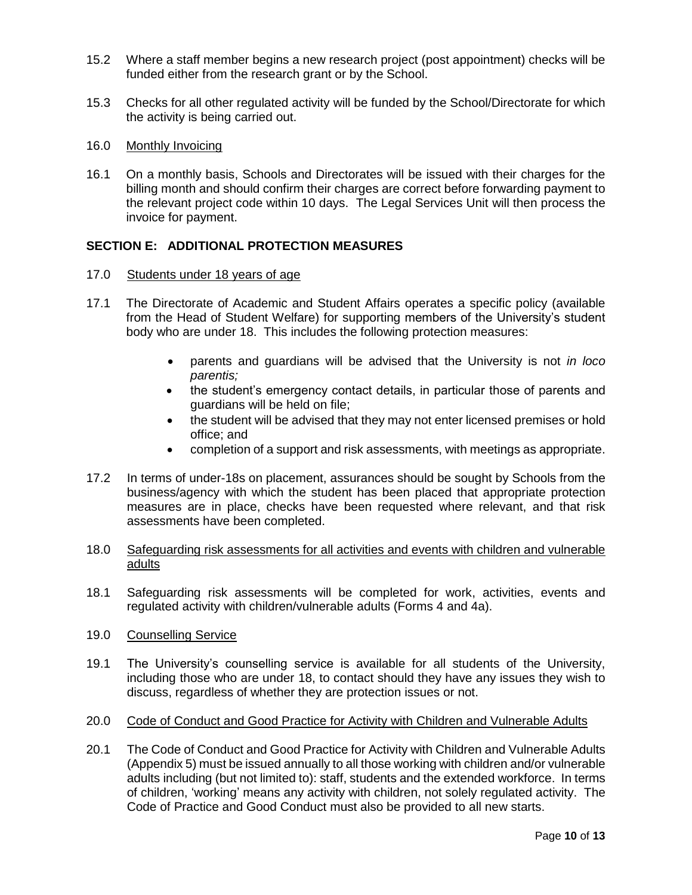15.2 Where a staff member begins a new research project (post appointment) checks will be funded either from the research grant or by the School.

15.3 Checks for all other regulated activity will be funded by the School/Directorate for which the activity is being carried out.

16.0 Monthly Invoicing

16.1 On a monthly basis, Schools and Directorates will be issued with their charges for the billing month and should confirm their charges are correct before forwarding payment to the relevant project code within 10 days. The Legal Services Unit will then process the invoice for payment.

## SECTION E: ADDITIONAL PROTECTION MEASURES

17.0 Students under 18 years of age

17.1 The Directorate of Academic and Student Affairs operates a specific policy (available from the Head of Student Welfare) for supporting members of the University's student body who are under 18. This includes the following protection measures:

- parents and guardians will be advised that the University is not *in loco parentis;*
- the student's emergency contact details, in particular those of parents and guardians will be held on file;
- the student will be advised that they may not enter licensed premises or hold office; and
- completion of a support and risk assessments, with meetings as appropriate.

17.2 In terms of under-18s on placement, assurances should be sought by Schools from the business/agency with which the student has been placed that appropriate protection measures are in place, checks have been requested where relevant, and that risk assessments have been completed.

18.0 Safeguarding risk assessments for all activities and events with children and vulnerable adults

18.1 Safeguarding risk assessments will be completed for work, activities, events and regulated activity with children/vulnerable adults (Forms 4 and 4a).

19.0 Counselling Service

19.1 The University's counselling service is available for all students of the University, including those who are under 18, to contact should they have any issues they wish to discuss, regardless of whether they are protection issues or not.

20.0 Code of Conduct and Good Practice for Activity with Children and Vulnerable Adults

20.1 The Code of Conduct and Good Practice for Activity with Children and Vulnerable Adults (Appendix 5) must be issued annually to all those working with children and/or vulnerable adults including (but not limited to): staff, students and the extended workforce. In terms of children, 'working' means any activity with children, not solely regulated activity. The Code of Practice and Good Conduct must also be provided to all new starts.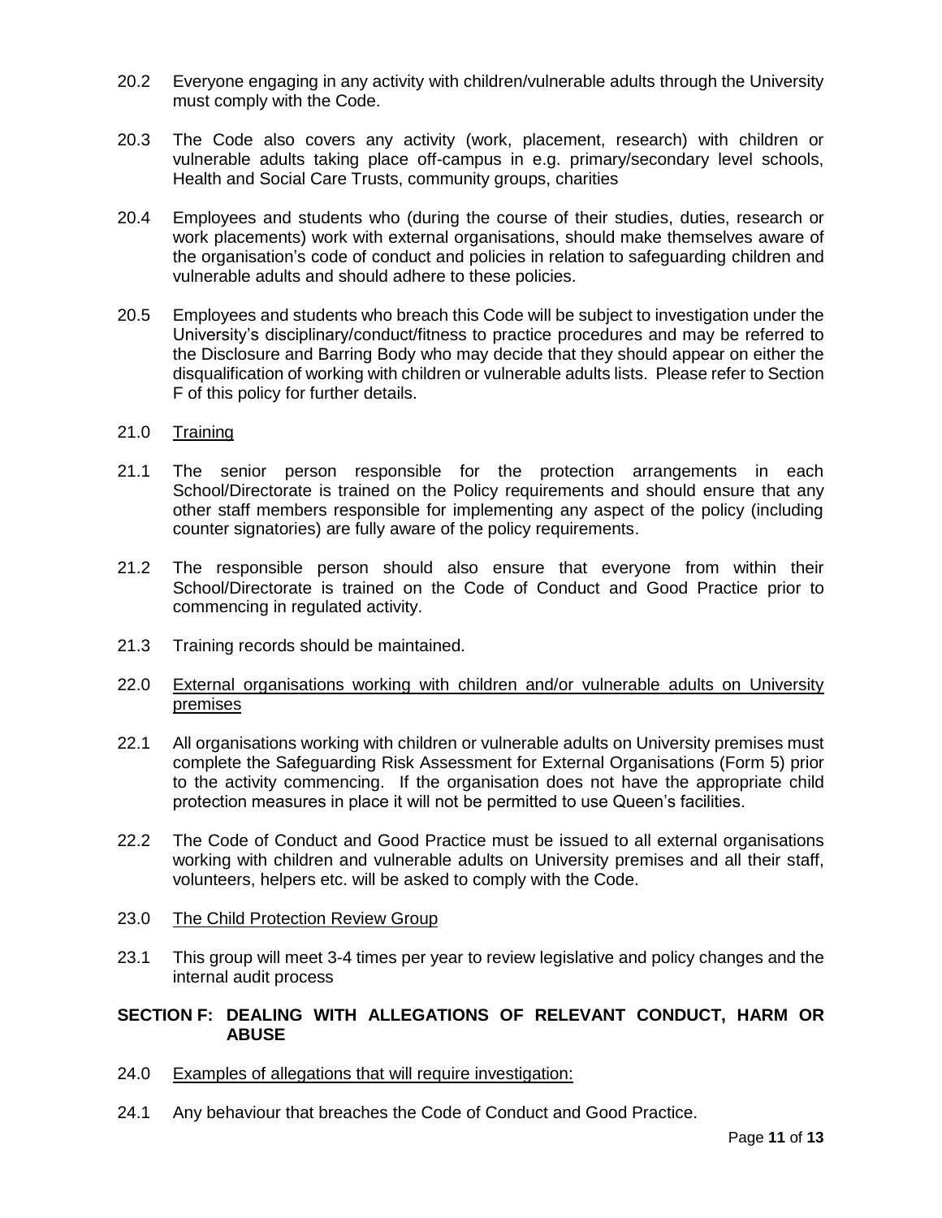20.2 Everyone engaging in any activity with children/vulnerable adults through the University must comply with the Code.

20.3 The Code also covers any activity (work, placement, research) with children or vulnerable adults taking place off-campus in e.g. primary/secondary level schools, Health and Social Care Trusts, community groups, charities

20.4 Employees and students who (during the course of their studies, duties, research or work placements) work with external organisations, should make themselves aware of the organisation's code of conduct and policies in relation to safeguarding children and vulnerable adults and should adhere to these policies.

20.5 Employees and students who breach this Code will be subject to investigation under the University's disciplinary/conduct/fitness to practice procedures and may be referred to the Disclosure and Barring Body who may decide that they should appear on either the disqualification of working with children or vulnerable adults lists. Please refer to Section F of this policy for further details.

21.0 Training

21.1 The senior person responsible for the protection arrangements in each School/Directorate is trained on the Policy requirements and should ensure that any other staff members responsible for implementing any aspect of the policy (including counter signatories) are fully aware of the policy requirements.

21.2 The responsible person should also ensure that everyone from within their School/Directorate is trained on the Code of Conduct and Good Practice prior to commencing in regulated activity.

21.3 Training records should be maintained.

22.0 External organisations working with children and/or vulnerable adults on University premises

22.1 All organisations working with children or vulnerable adults on University premises must complete the Safeguarding Risk Assessment for External Organisations (Form 5) prior to the activity commencing. If the organisation does not have the appropriate child protection measures in place it will not be permitted to use Queen's facilities.

22.2 The Code of Conduct and Good Practice must be issued to all external organisations working with children and vulnerable adults on University premises and all their staff, volunteers, helpers etc. will be asked to comply with the Code.

23.0 The Child Protection Review Group

23.1 This group will meet 3-4 times per year to review legislative and policy changes and the internal audit process

## SECTION F: DEALING WITH ALLEGATIONS OF RELEVANT CONDUCT, HARM OR ABUSE

24.0 Examples of allegations that will require investigation:

24.1 Any behaviour that breaches the Code of Conduct and Good Practice.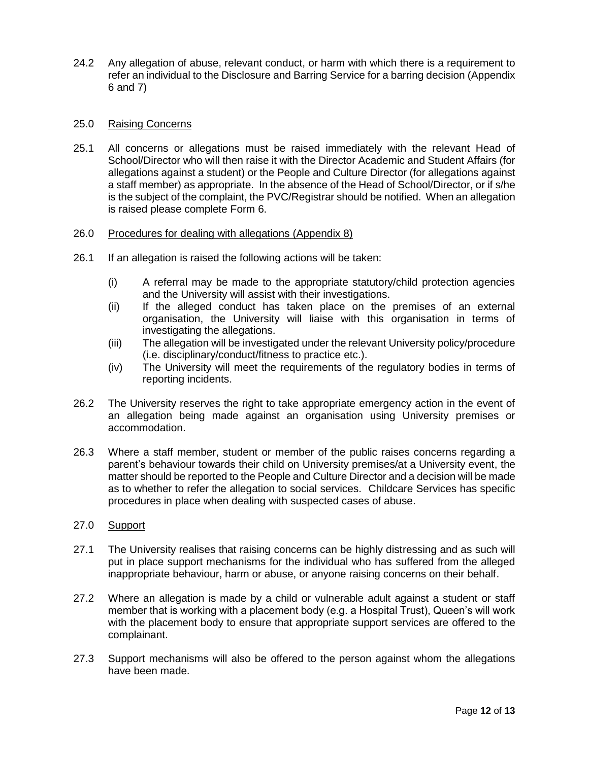24.2 Any allegation of abuse, relevant conduct, or harm with which there is a requirement to refer an individual to the Disclosure and Barring Service for a barring decision (Appendix 6 and 7)

## 25.0 Raising Concerns

25.1 All concerns or allegations must be raised immediately with the relevant Head of School/Director who will then raise it with the Director Academic and Student Affairs (for allegations against a student) or the People and Culture Director (for allegations against a staff member) as appropriate. In the absence of the Head of School/Director, or if s/he is the subject of the complaint, the PVC/Registrar should be notified. When an allegation is raised please complete Form 6.

## 26.0 Procedures for dealing with allegations (Appendix 8)

26.1 If an allegation is raised the following actions will be taken:

- (i) A referral may be made to the appropriate statutory/child protection agencies and the University will assist with their investigations.
- (ii) If the alleged conduct has taken place on the premises of an external organisation, the University will liaise with this organisation in terms of investigating the allegations.
- (iii) The allegation will be investigated under the relevant University policy/procedure (i.e. disciplinary/conduct/fitness to practice etc.).
- (iv) The University will meet the requirements of the regulatory bodies in terms of reporting incidents.

26.2 The University reserves the right to take appropriate emergency action in the event of an allegation being made against an organisation using University premises or accommodation.

26.3 Where a staff member, student or member of the public raises concerns regarding a parent's behaviour towards their child on University premises/at a University event, the matter should be reported to the People and Culture Director and a decision will be made as to whether to refer the allegation to social services. Childcare Services has specific procedures in place when dealing with suspected cases of abuse.

## 27.0 Support

27.1 The University realises that raising concerns can be highly distressing and as such will put in place support mechanisms for the individual who has suffered from the alleged inappropriate behaviour, harm or abuse, or anyone raising concerns on their behalf.

27.2 Where an allegation is made by a child or vulnerable adult against a student or staff member that is working with a placement body (e.g. a Hospital Trust), Queen's will work with the placement body to ensure that appropriate support services are offered to the complainant.

27.3 Support mechanisms will also be offered to the person against whom the allegations have been made.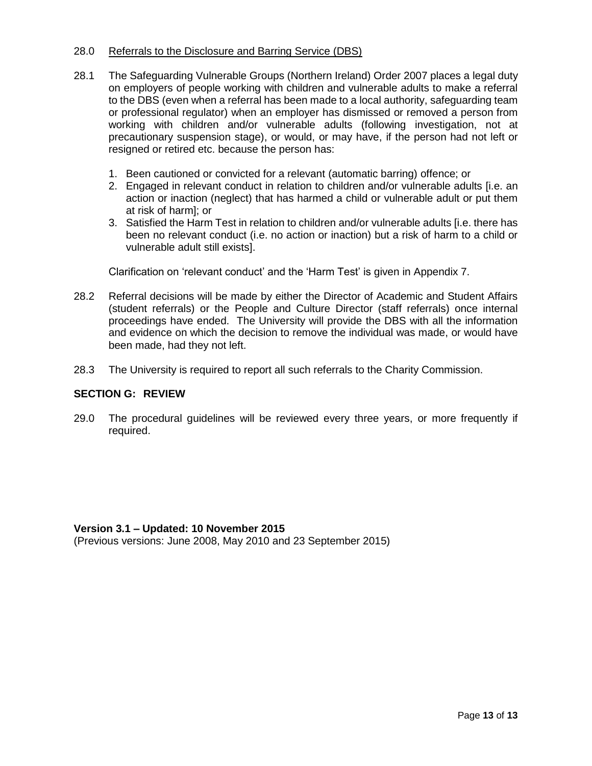28.0 Referrals to the Disclosure and Barring Service (DBS)

28.1 The Safeguarding Vulnerable Groups (Northern Ireland) Order 2007 places a legal duty on employers of people working with children and vulnerable adults to make a referral to the DBS (even when a referral has been made to a local authority, safeguarding team or professional regulator) when an employer has dismissed or removed a person from working with children and/or vulnerable adults (following investigation, not at precautionary suspension stage), or would, or may have, if the person had not left or resigned or retired etc. because the person has:

1. Been cautioned or convicted for a relevant (automatic barring) offence; or
2. Engaged in relevant conduct in relation to children and/or vulnerable adults [i.e. an action or inaction (neglect) that has harmed a child or vulnerable adult or put them at risk of harm]; or
3. Satisfied the Harm Test in relation to children and/or vulnerable adults [i.e. there has been no relevant conduct (i.e. no action or inaction) but a risk of harm to a child or vulnerable adult still exists].

Clarification on 'relevant conduct' and the 'Harm Test' is given in Appendix 7.

28.2 Referral decisions will be made by either the Director of Academic and Student Affairs (student referrals) or the People and Culture Director (staff referrals) once internal proceedings have ended. The University will provide the DBS with all the information and evidence on which the decision to remove the individual was made, or would have been made, had they not left.

28.3 The University is required to report all such referrals to the Charity Commission.

## SECTION G: REVIEW

29.0 The procedural guidelines will be reviewed every three years, or more frequently if required.

**Version 3.1 – Updated: 10 November 2015**
(Previous versions: June 2008, May 2010 and 23 September 2015)